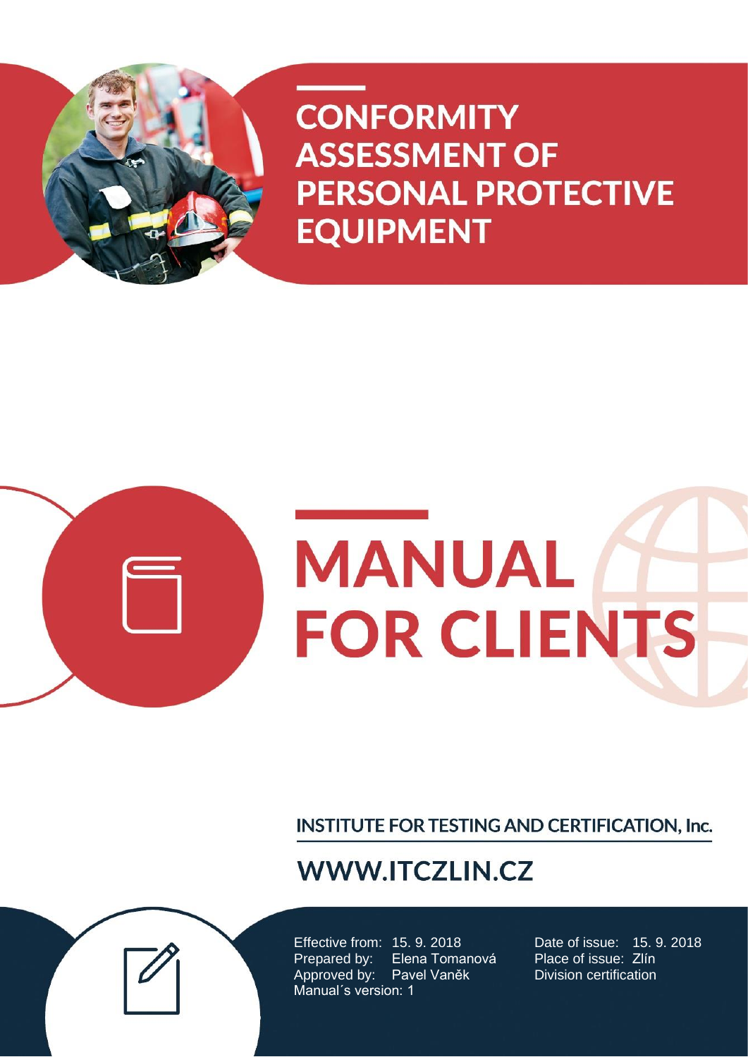# CONFORMITY ASSESSMENT OF PERSONAL PROTECTIVE EQUIPMENT

# MANUAL FOR CLIENTS

**INSTITUTE FOR TESTING AND CERTIFICATION, Inc.**

**WWW.ITCZLIN.CZ**

Effective from: 15. 9. 2018
Prepared by: Elena Tomanová
Approved by: Pavel Vaněk
Manual´s version: 1

Date of issue: 15. 9. 2018
Place of issue: Zlín
Division certification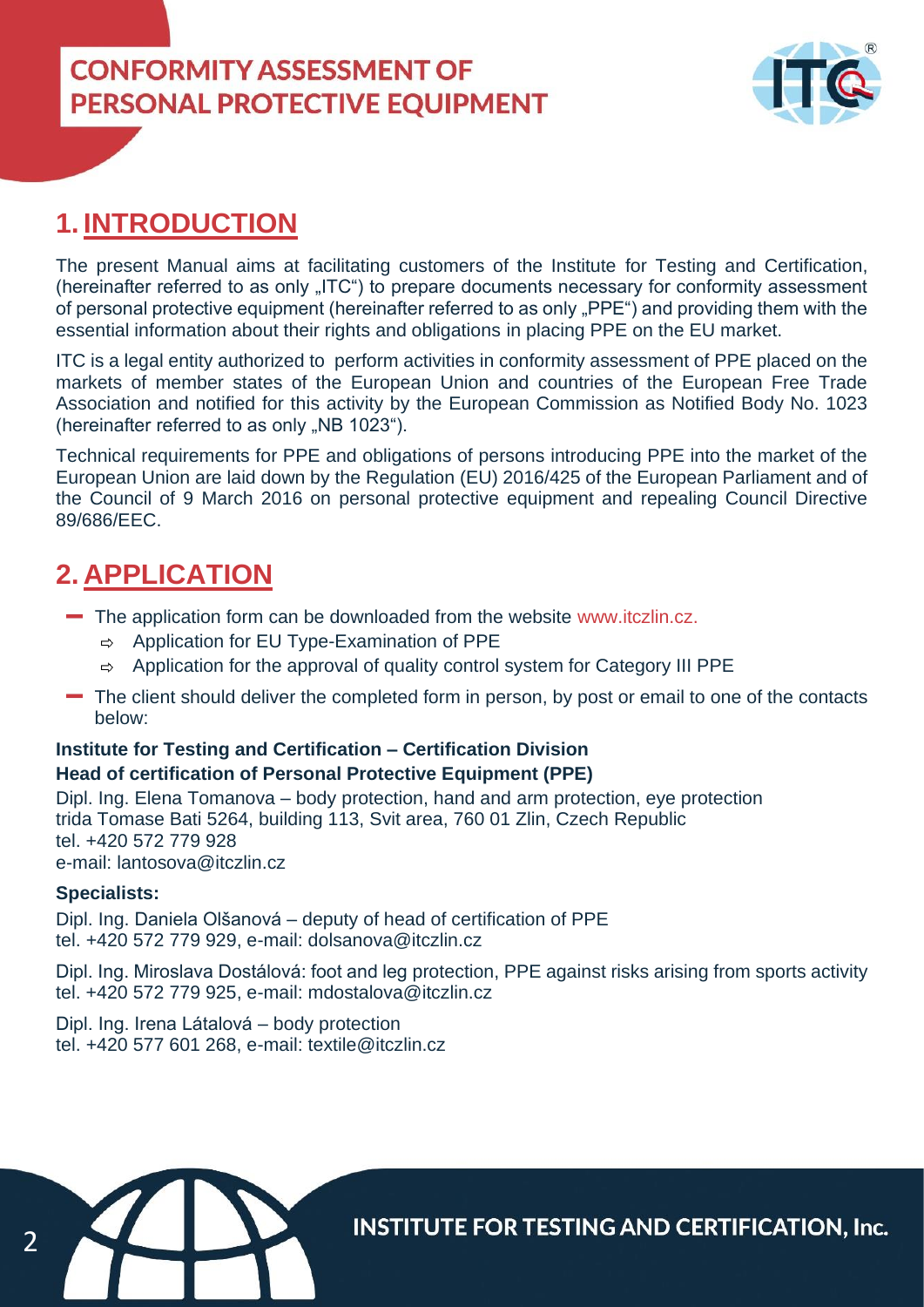# CONFORMITY ASSESSMENT OF PERSONAL PROTECTIVE EQUIPMENT

## 1. INTRODUCTION

The present Manual aims at facilitating customers of the Institute for Testing and Certification, (hereinafter referred to as only „ITC") to prepare documents necessary for conformity assessment of personal protective equipment (hereinafter referred to as only „PPE") and providing them with the essential information about their rights and obligations in placing PPE on the EU market.

ITC is a legal entity authorized to perform activities in conformity assessment of PPE placed on the markets of member states of the European Union and countries of the European Free Trade Association and notified for this activity by the European Commission as Notified Body No. 1023 (hereinafter referred to as only „NB 1023").

Technical requirements for PPE and obligations of persons introducing PPE into the market of the European Union are laid down by the Regulation (EU) 2016/425 of the European Parliament and of the Council of 9 March 2016 on personal protective equipment and repealing Council Directive 89/686/EEC.

## 2. APPLICATION

- The application form can be downloaded from the website www.itczlin.cz.
  - Application for EU Type-Examination of PPE
  - Application for the approval of quality control system for Category III PPE
- The client should deliver the completed form in person, by post or email to one of the contacts below:

**Institute for Testing and Certification – Certification Division**
**Head of certification of Personal Protective Equipment (PPE)**
Dipl. Ing. Elena Tomanova – body protection, hand and arm protection, eye protection
trida Tomase Bati 5264, building 113, Svit area, 760 01 Zlin, Czech Republic
tel. +420 572 779 928
e-mail: lantosova@itczlin.cz

**Specialists:**

Dipl. Ing. Daniela Olšanová – deputy of head of certification of PPE
tel. +420 572 779 929, e-mail: dolsanova@itczlin.cz

Dipl. Ing. Miroslava Dostálová: foot and leg protection, PPE against risks arising from sports activity
tel. +420 572 779 925, e-mail: mdostalova@itczlin.cz

Dipl. Ing. Irena Látalová – body protection
tel. +420 577 601 268, e-mail: textile@itczlin.cz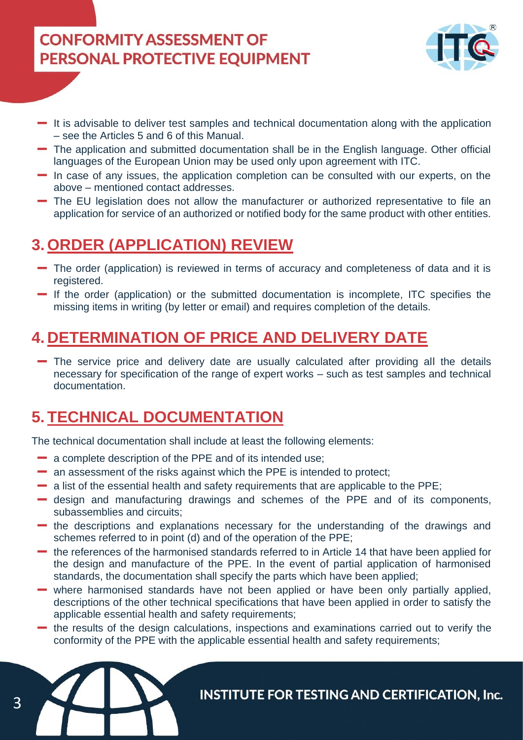- It is advisable to deliver test samples and technical documentation along with the application – see the Articles 5 and 6 of this Manual.
- The application and submitted documentation shall be in the English language. Other official languages of the European Union may be used only upon agreement with ITC.
- In case of any issues, the application completion can be consulted with our experts, on the above – mentioned contact addresses.
- The EU legislation does not allow the manufacturer or authorized representative to file an application for service of an authorized or notified body for the same product with other entities.

## 3. ORDER (APPLICATION) REVIEW

- The order (application) is reviewed in terms of accuracy and completeness of data and it is registered.
- If the order (application) or the submitted documentation is incomplete, ITC specifies the missing items in writing (by letter or email) and requires completion of the details.

## 4. DETERMINATION OF PRICE AND DELIVERY DATE

- The service price and delivery date are usually calculated after providing all the details necessary for specification of the range of expert works – such as test samples and technical documentation.

## 5. TECHNICAL DOCUMENTATION

The technical documentation shall include at least the following elements:

- a complete description of the PPE and of its intended use;
- an assessment of the risks against which the PPE is intended to protect;
- a list of the essential health and safety requirements that are applicable to the PPE;
- design and manufacturing drawings and schemes of the PPE and of its components, subassemblies and circuits;
- the descriptions and explanations necessary for the understanding of the drawings and schemes referred to in point (d) and of the operation of the PPE;
- the references of the harmonised standards referred to in Article 14 that have been applied for the design and manufacture of the PPE. In the event of partial application of harmonised standards, the documentation shall specify the parts which have been applied;
- where harmonised standards have not been applied or have been only partially applied, descriptions of the other technical specifications that have been applied in order to satisfy the applicable essential health and safety requirements;
- the results of the design calculations, inspections and examinations carried out to verify the conformity of the PPE with the applicable essential health and safety requirements;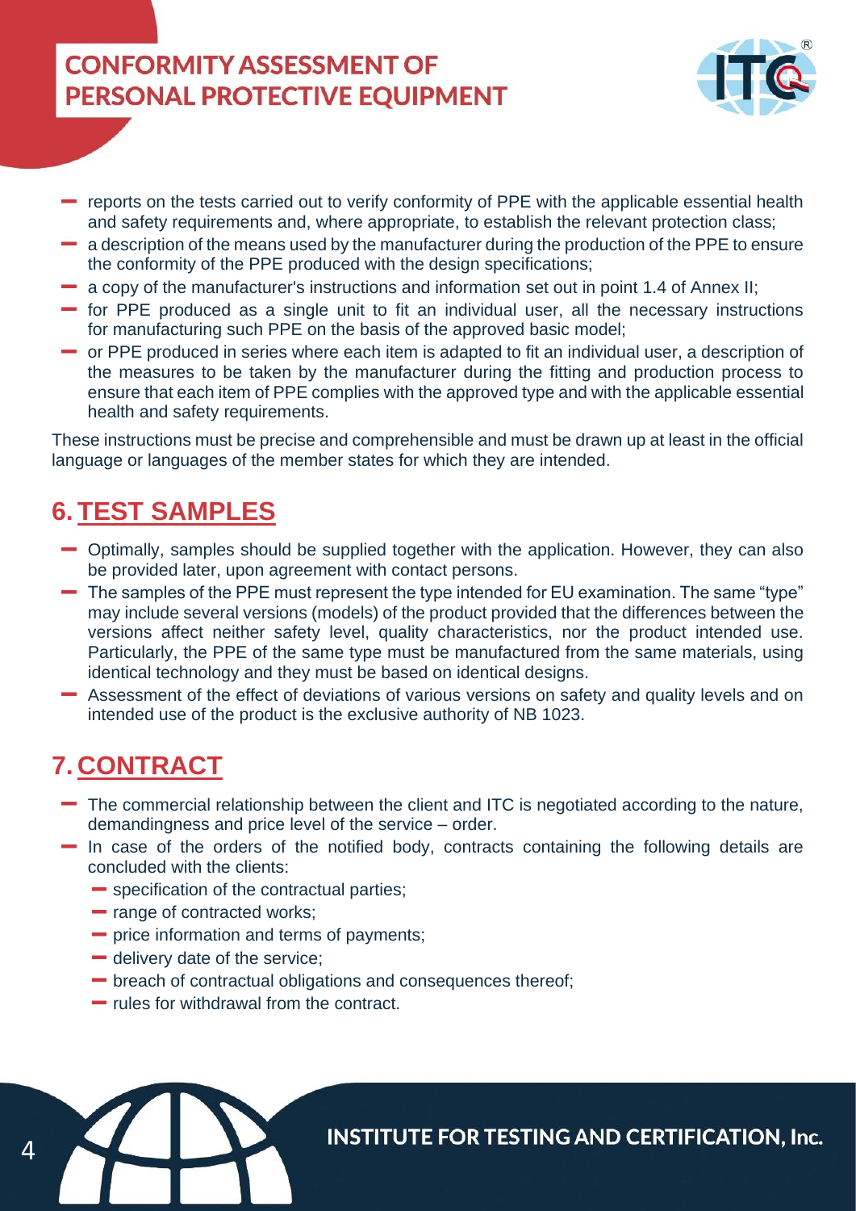- reports on the tests carried out to verify conformity of PPE with the applicable essential health and safety requirements and, where appropriate, to establish the relevant protection class;
- a description of the means used by the manufacturer during the production of the PPE to ensure the conformity of the PPE produced with the design specifications;
- a copy of the manufacturer's instructions and information set out in point 1.4 of Annex II;
- for PPE produced as a single unit to fit an individual user, all the necessary instructions for manufacturing such PPE on the basis of the approved basic model;
- or PPE produced in series where each item is adapted to fit an individual user, a description of the measures to be taken by the manufacturer during the fitting and production process to ensure that each item of PPE complies with the approved type and with the applicable essential health and safety requirements.

These instructions must be precise and comprehensible and must be drawn up at least in the official language or languages of the member states for which they are intended.

## 6. TEST SAMPLES

- Optimally, samples should be supplied together with the application. However, they can also be provided later, upon agreement with contact persons.
- The samples of the PPE must represent the type intended for EU examination. The same "type" may include several versions (models) of the product provided that the differences between the versions affect neither safety level, quality characteristics, nor the product intended use. Particularly, the PPE of the same type must be manufactured from the same materials, using identical technology and they must be based on identical designs.
- Assessment of the effect of deviations of various versions on safety and quality levels and on intended use of the product is the exclusive authority of NB 1023.

## 7. CONTRACT

- The commercial relationship between the client and ITC is negotiated according to the nature, demandingness and price level of the service – order.
- In case of the orders of the notified body, contracts containing the following details are concluded with the clients:
  - specification of the contractual parties;
  - range of contracted works;
  - price information and terms of payments;
  - delivery date of the service;
  - breach of contractual obligations and consequences thereof;
  - rules for withdrawal from the contract.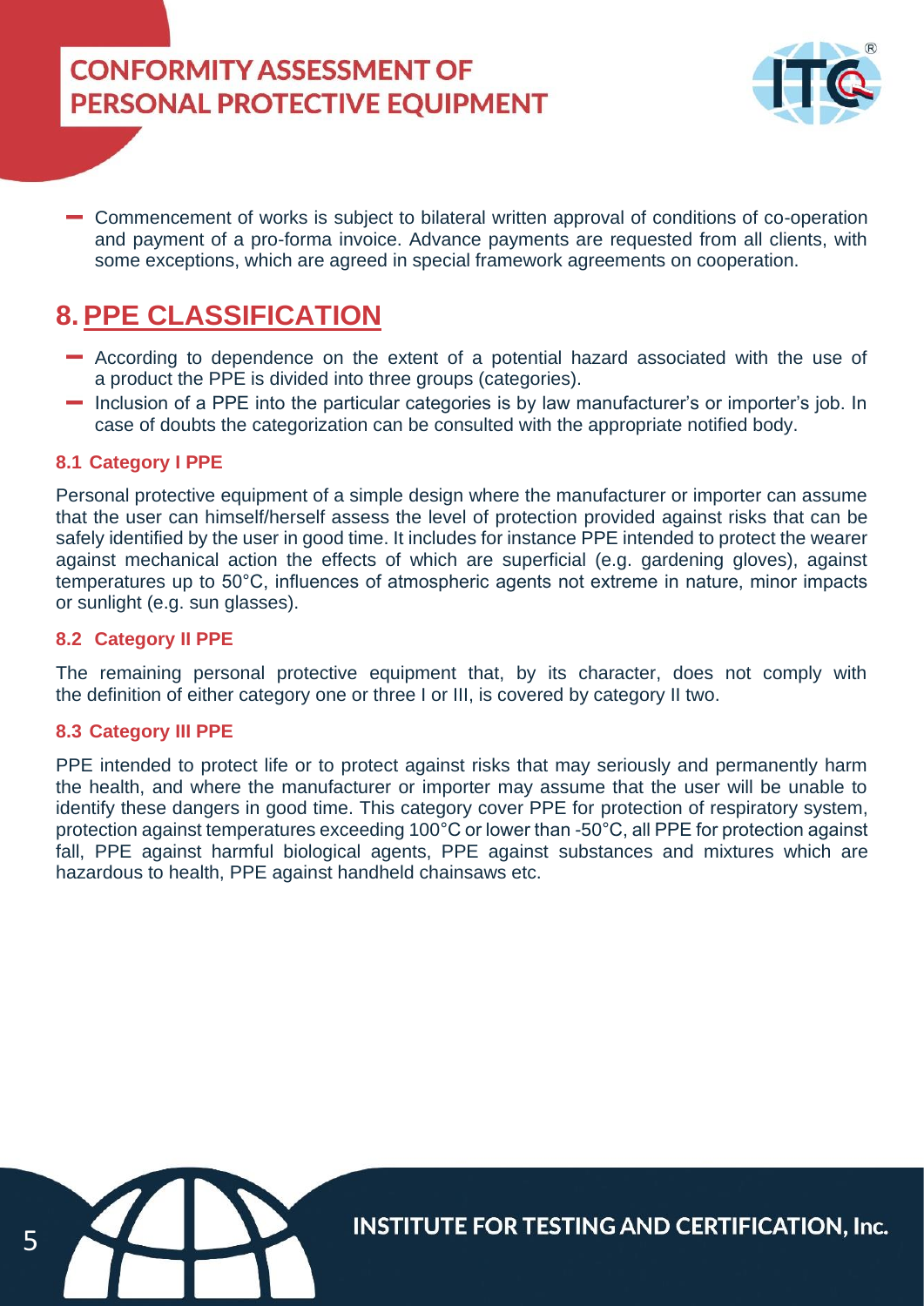- Commencement of works is subject to bilateral written approval of conditions of co-operation and payment of a pro-forma invoice. Advance payments are requested from all clients, with some exceptions, which are agreed in special framework agreements on cooperation.

## 8. PPE CLASSIFICATION

- According to dependence on the extent of a potential hazard associated with the use of a product the PPE is divided into three groups (categories).
- Inclusion of a PPE into the particular categories is by law manufacturer's or importer's job. In case of doubts the categorization can be consulted with the appropriate notified body.

### 8.1 Category I PPE

Personal protective equipment of a simple design where the manufacturer or importer can assume that the user can himself/herself assess the level of protection provided against risks that can be safely identified by the user in good time. It includes for instance PPE intended to protect the wearer against mechanical action the effects of which are superficial (e.g. gardening gloves), against temperatures up to 50°C, influences of atmospheric agents not extreme in nature, minor impacts or sunlight (e.g. sun glasses).

### 8.2 Category II PPE

The remaining personal protective equipment that, by its character, does not comply with the definition of either category one or three I or III, is covered by category II two.

### 8.3 Category III PPE

PPE intended to protect life or to protect against risks that may seriously and permanently harm the health, and where the manufacturer or importer may assume that the user will be unable to identify these dangers in good time. This category cover PPE for protection of respiratory system, protection against temperatures exceeding 100°C or lower than -50°C, all PPE for protection against fall, PPE against harmful biological agents, PPE against substances and mixtures which are hazardous to health, PPE against handheld chainsaws etc.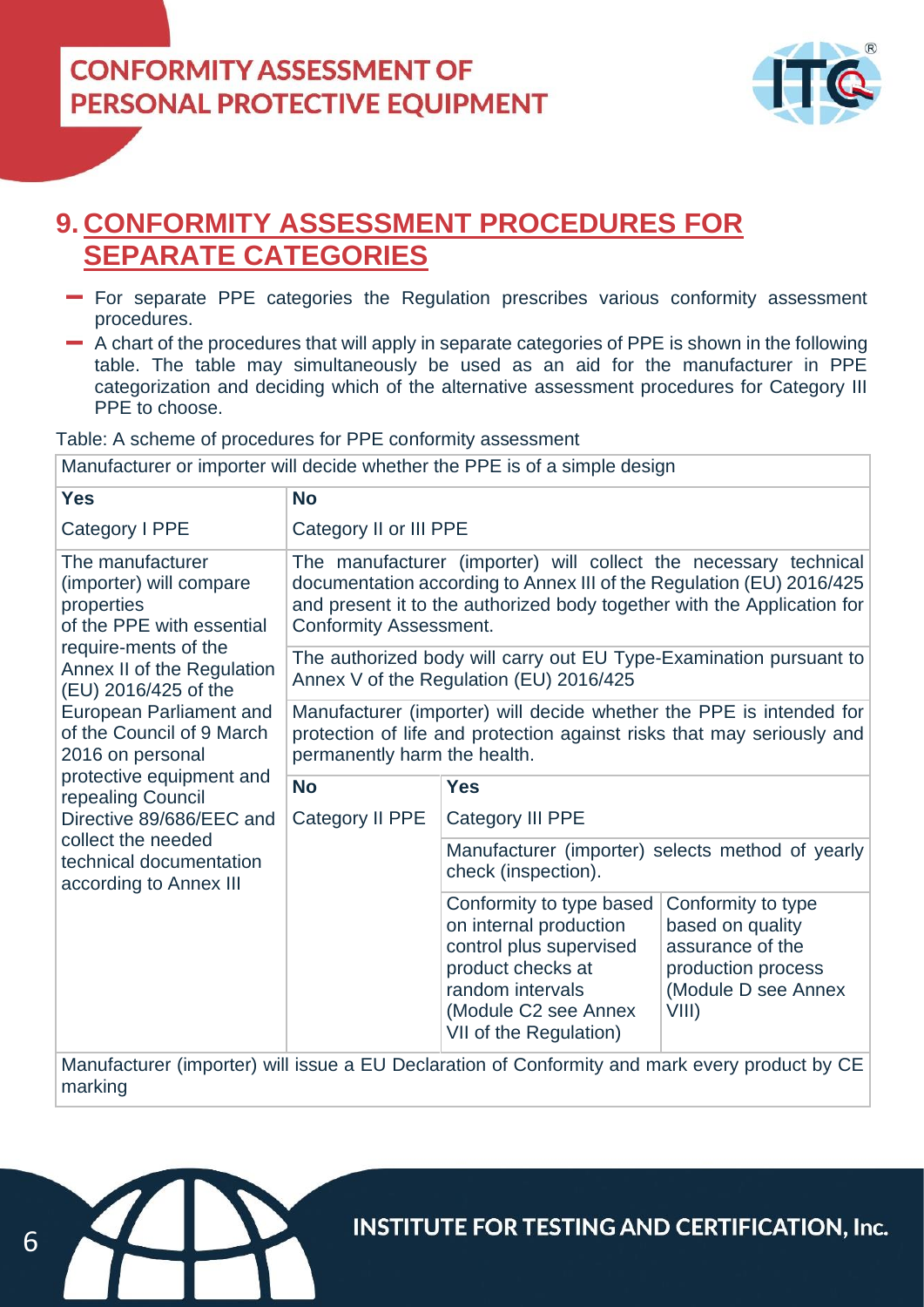## 9. CONFORMITY ASSESSMENT PROCEDURES FOR SEPARATE CATEGORIES

- For separate PPE categories the Regulation prescribes various conformity assessment procedures.
- A chart of the procedures that will apply in separate categories of PPE is shown in the following table. The table may simultaneously be used as an aid for the manufacturer in PPE categorization and deciding which of the alternative assessment procedures for Category III PPE to choose.

Table: A scheme of procedures for PPE conformity assessment

| Manufacturer or importer will decide whether the PPE is of a simple design | | | |
|---|---|---|---|
| **Yes**<br>Category I PPE | **No**<br>Category II or III PPE | | |
| The manufacturer (importer) will compare properties of the PPE with essential require-ments of the Annex II of the Regulation (EU) 2016/425 of the European Parliament and of the Council of 9 March 2016 on personal protective equipment and repealing Council Directive 89/686/EEC and collect the needed technical documentation according to Annex III | The manufacturer (importer) will collect the necessary technical documentation according to Annex III of the Regulation (EU) 2016/425 and present it to the authorized body together with the Application for Conformity Assessment. | | |
| | The authorized body will carry out EU Type-Examination pursuant to Annex V of the Regulation (EU) 2016/425 | | |
| | Manufacturer (importer) will decide whether the PPE is intended for protection of life and protection against risks that may seriously and permanently harm the health. | | |
| | **No**<br>Category II PPE | **Yes**<br>Category III PPE | |
| | | Manufacturer (importer) selects method of yearly check (inspection). | |
| | | Conformity to type based on internal production control plus supervised product checks at random intervals (Module C2 see Annex VII of the Regulation) | Conformity to type based on quality assurance of the production process (Module D see Annex VIII) |
| Manufacturer (importer) will issue a EU Declaration of Conformity and mark every product by CE marking | | | |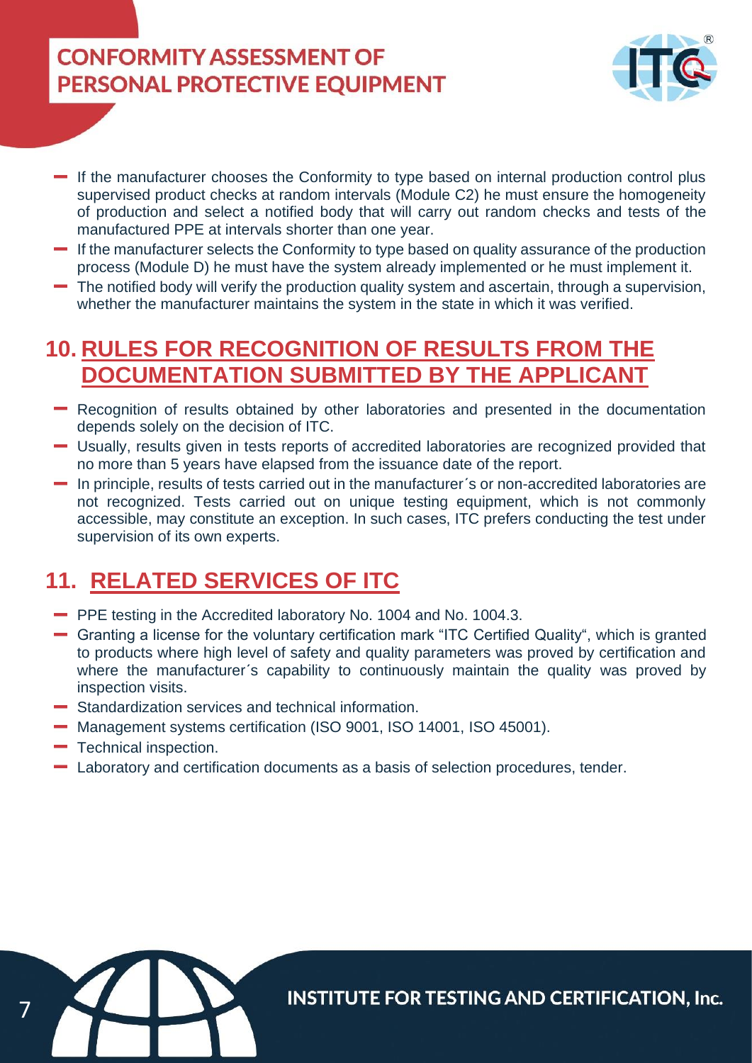- If the manufacturer chooses the Conformity to type based on internal production control plus supervised product checks at random intervals (Module C2) he must ensure the homogeneity of production and select a notified body that will carry out random checks and tests of the manufactured PPE at intervals shorter than one year.
- If the manufacturer selects the Conformity to type based on quality assurance of the production process (Module D) he must have the system already implemented or he must implement it.
- The notified body will verify the production quality system and ascertain, through a supervision, whether the manufacturer maintains the system in the state in which it was verified.

## 10. RULES FOR RECOGNITION OF RESULTS FROM THE DOCUMENTATION SUBMITTED BY THE APPLICANT

- Recognition of results obtained by other laboratories and presented in the documentation depends solely on the decision of ITC.
- Usually, results given in tests reports of accredited laboratories are recognized provided that no more than 5 years have elapsed from the issuance date of the report.
- In principle, results of tests carried out in the manufacturer´s or non-accredited laboratories are not recognized. Tests carried out on unique testing equipment, which is not commonly accessible, may constitute an exception. In such cases, ITC prefers conducting the test under supervision of its own experts.

## 11. RELATED SERVICES OF ITC

- PPE testing in the Accredited laboratory No. 1004 and No. 1004.3.
- Granting a license for the voluntary certification mark "ITC Certified Quality", which is granted to products where high level of safety and quality parameters was proved by certification and where the manufacturer´s capability to continuously maintain the quality was proved by inspection visits.
- Standardization services and technical information.
- Management systems certification (ISO 9001, ISO 14001, ISO 45001).
- Technical inspection.
- Laboratory and certification documents as a basis of selection procedures, tender.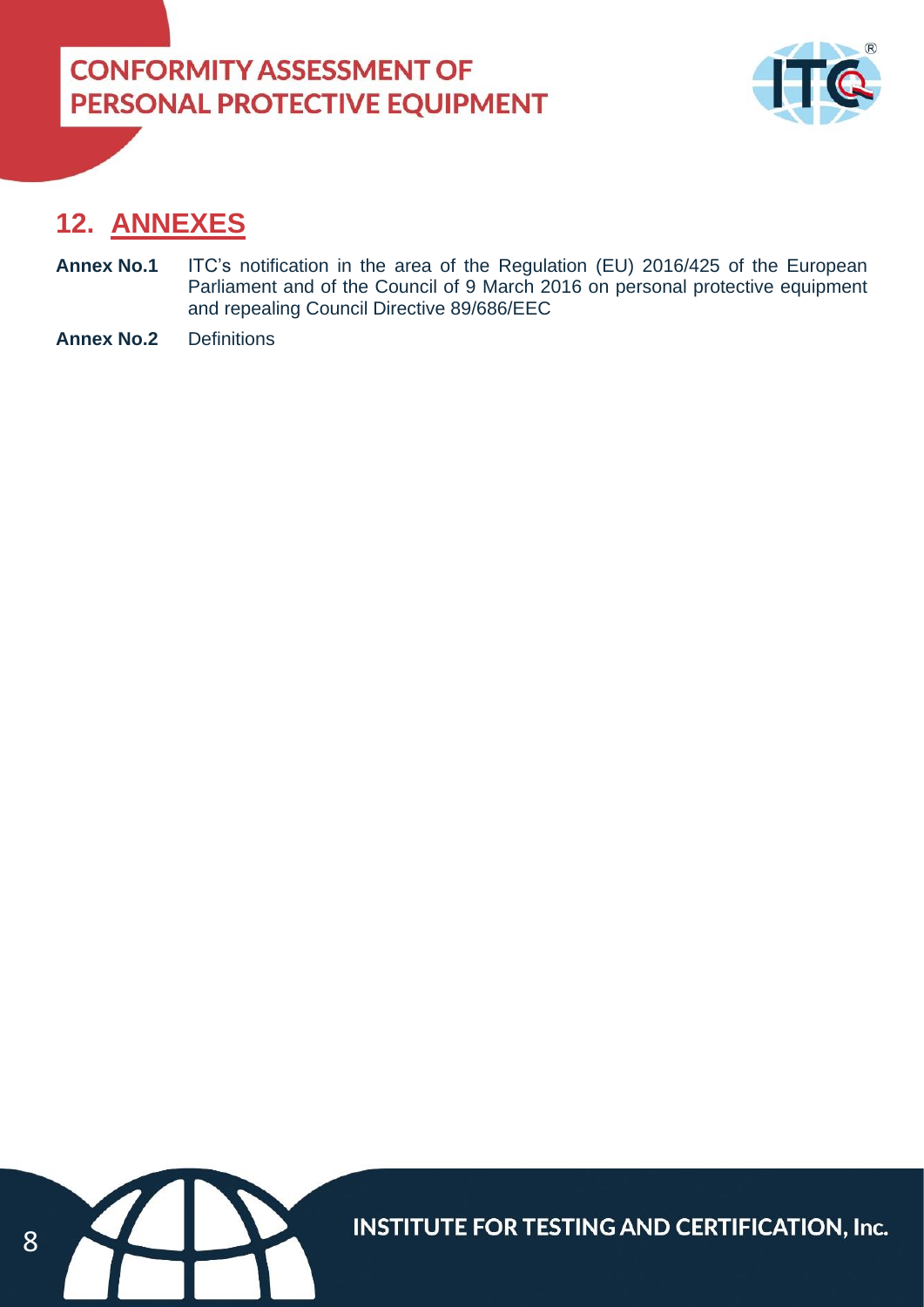## 12. ANNEXES

**Annex No.1** ITC's notification in the area of the Regulation (EU) 2016/425 of the European Parliament and of the Council of 9 March 2016 on personal protective equipment and repealing Council Directive 89/686/EEC

**Annex No.2** Definitions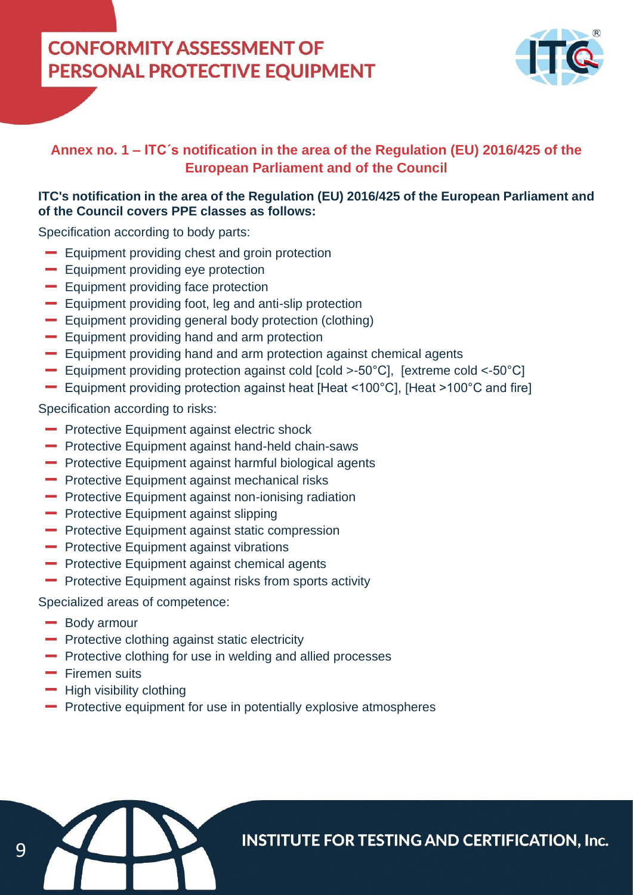## Annex no. 1 – ITC´s notification in the area of the Regulation (EU) 2016/425 of the European Parliament and of the Council

**ITC's notification in the area of the Regulation (EU) 2016/425 of the European Parliament and of the Council covers PPE classes as follows:**

Specification according to body parts:

- Equipment providing chest and groin protection
- Equipment providing eye protection
- Equipment providing face protection
- Equipment providing foot, leg and anti-slip protection
- Equipment providing general body protection (clothing)
- Equipment providing hand and arm protection
- Equipment providing hand and arm protection against chemical agents
- Equipment providing protection against cold [cold >-50°C], [extreme cold <-50°C]
- Equipment providing protection against heat [Heat <100°C], [Heat >100°C and fire]

Specification according to risks:

- Protective Equipment against electric shock
- Protective Equipment against hand-held chain-saws
- Protective Equipment against harmful biological agents
- Protective Equipment against mechanical risks
- Protective Equipment against non-ionising radiation
- Protective Equipment against slipping
- Protective Equipment against static compression
- Protective Equipment against vibrations
- Protective Equipment against chemical agents
- Protective Equipment against risks from sports activity

Specialized areas of competence:

- Body armour
- Protective clothing against static electricity
- Protective clothing for use in welding and allied processes
- Firemen suits
- High visibility clothing
- Protective equipment for use in potentially explosive atmospheres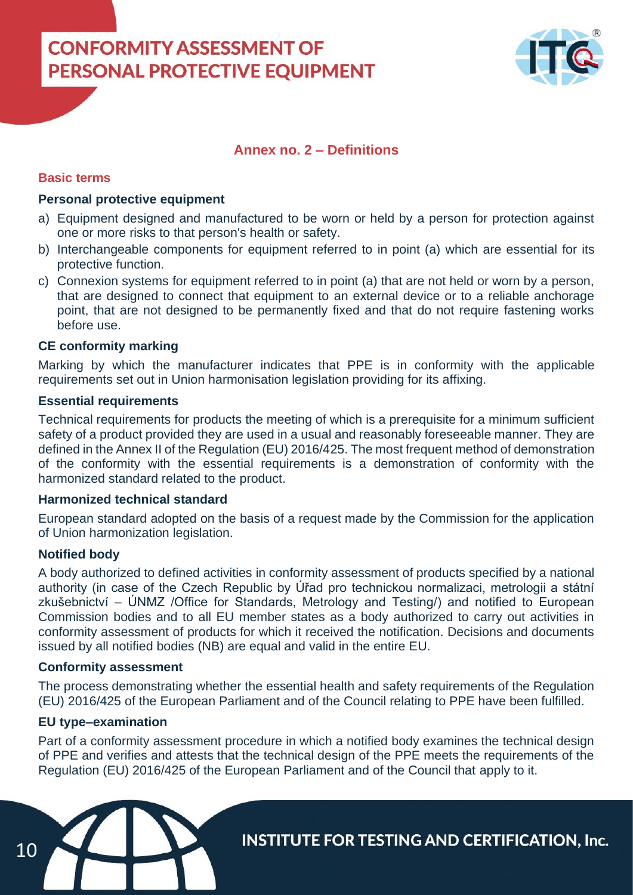## Annex no. 2 – Definitions

### Basic terms

**Personal protective equipment**

a) Equipment designed and manufactured to be worn or held by a person for protection against one or more risks to that person's health or safety.
b) Interchangeable components for equipment referred to in point (a) which are essential for its protective function.
c) Connexion systems for equipment referred to in point (a) that are not held or worn by a person, that are designed to connect that equipment to an external device or to a reliable anchorage point, that are not designed to be permanently fixed and that do not require fastening works before use.

**CE conformity marking**

Marking by which the manufacturer indicates that PPE is in conformity with the applicable requirements set out in Union harmonisation legislation providing for its affixing.

**Essential requirements**

Technical requirements for products the meeting of which is a prerequisite for a minimum sufficient safety of a product provided they are used in a usual and reasonably foreseeable manner. They are defined in the Annex II of the Regulation (EU) 2016/425. The most frequent method of demonstration of the conformity with the essential requirements is a demonstration of conformity with the harmonized standard related to the product.

**Harmonized technical standard**

European standard adopted on the basis of a request made by the Commission for the application of Union harmonization legislation.

**Notified body**

A body authorized to defined activities in conformity assessment of products specified by a national authority (in case of the Czech Republic by Úřad pro technickou normalizaci, metrologii a státní zkušebnictví – ÚNMZ /Office for Standards, Metrology and Testing/) and notified to European Commission bodies and to all EU member states as a body authorized to carry out activities in conformity assessment of products for which it received the notification. Decisions and documents issued by all notified bodies (NB) are equal and valid in the entire EU.

**Conformity assessment**

The process demonstrating whether the essential health and safety requirements of the Regulation (EU) 2016/425 of the European Parliament and of the Council relating to PPE have been fulfilled.

**EU type–examination**

Part of a conformity assessment procedure in which a notified body examines the technical design of PPE and verifies and attests that the technical design of the PPE meets the requirements of the Regulation (EU) 2016/425 of the European Parliament and of the Council that apply to it.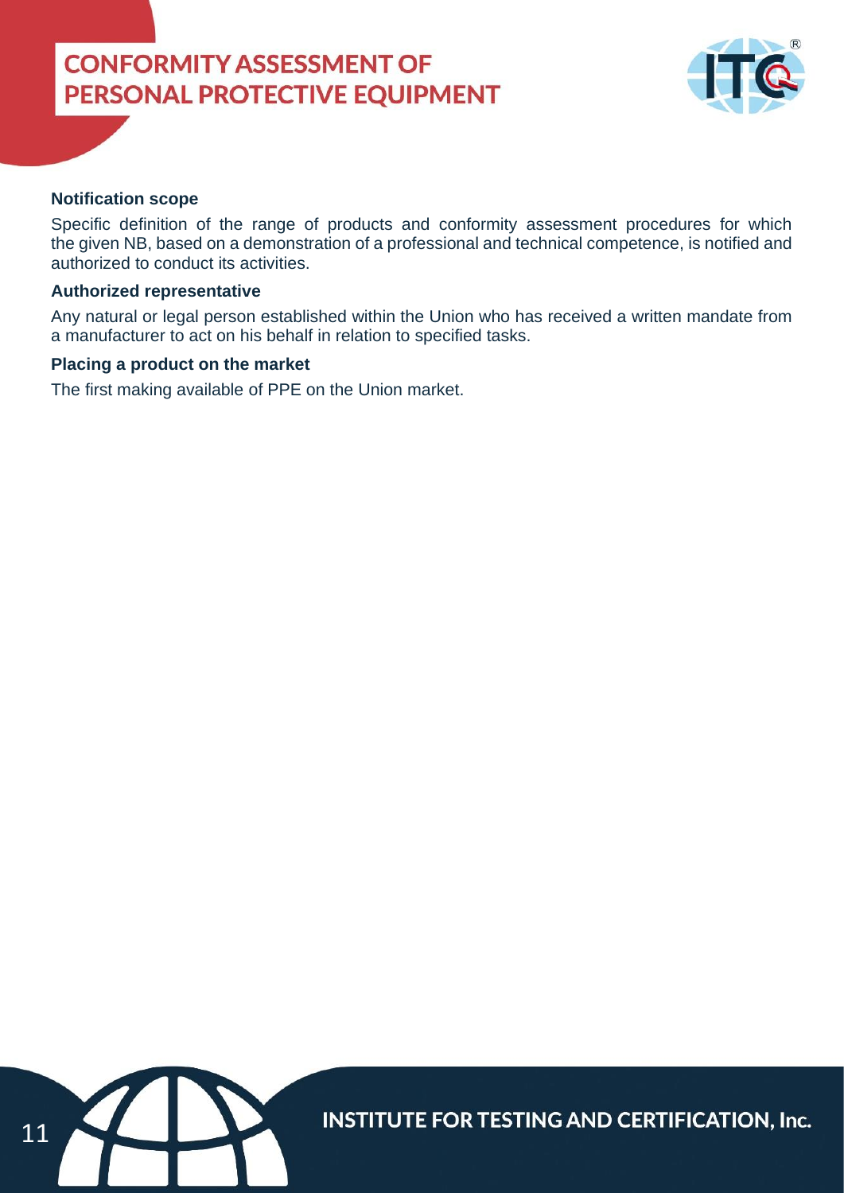**Notification scope**

Specific definition of the range of products and conformity assessment procedures for which the given NB, based on a demonstration of a professional and technical competence, is notified and authorized to conduct its activities.

**Authorized representative**

Any natural or legal person established within the Union who has received a written mandate from a manufacturer to act on his behalf in relation to specified tasks.

**Placing a product on the market**

The first making available of PPE on the Union market.